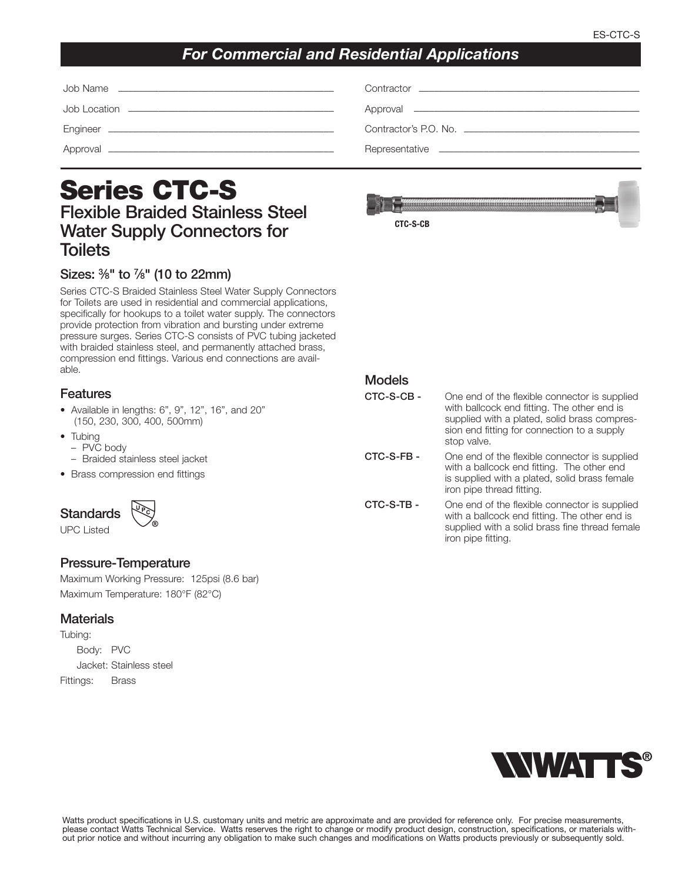## *For Commercial and Residential Applications*

Job Name ______________________________________

Job Location ______________________________________

Engineer ______________________________________

Approval ______________________________________

Contractor ______________________________________

Approval ______________________________________

Contractor's P.O. No. ______________________________________

Representative ______________________________________

# Series CTC-S

## Flexible Braided Stainless Steel Water Supply Connectors for Toilets

### Sizes: ⅜" to ⅞" (10 to 22mm)

Series CTC-S Braided Stainless Steel Water Supply Connectors for Toilets are used in residential and commercial applications, specifically for hookups to a toilet water supply. The connectors provide protection from vibration and bursting under extreme pressure surges. Series CTC-S consists of PVC tubing jacketed with braided stainless steel, and permanently attached brass, compression end fittings. Various end connections are available.

CTC-S-CB

### Features

- Available in lengths: 6", 9", 12", 16", and 20" (150, 230, 300, 400, 500mm)
- Tubing
  - PVC body
  - Braided stainless steel jacket
- Brass compression end fittings

### Standards

UPC Listed

### Pressure-Temperature

Maximum Working Pressure: 125psi (8.6 bar)

Maximum Temperature: 180°F (82°C)

### Materials

Tubing:

Body: PVC

Jacket: Stainless steel

Fittings: Brass

### Models

**CTC-S-CB -** One end of the flexible connector is supplied with ballcock end fitting. The other end is supplied with a plated, solid brass compression end fitting for connection to a supply stop valve.

**CTC-S-FB -** One end of the flexible connector is supplied with a ballcock end fitting. The other end is supplied with a plated, solid brass female iron pipe thread fitting.

**CTC-S-TB -** One end of the flexible connector is supplied with a ballcock end fitting. The other end is supplied with a solid brass fine thread female iron pipe fitting.

WATTS®

Watts product specifications in U.S. customary units and metric are approximate and are provided for reference only. For precise measurements, please contact Watts Technical Service. Watts reserves the right to change or modify product design, construction, specifications, or materials without prior notice and without incurring any obligation to make such changes and modifications on Watts products previously or subsequently sold.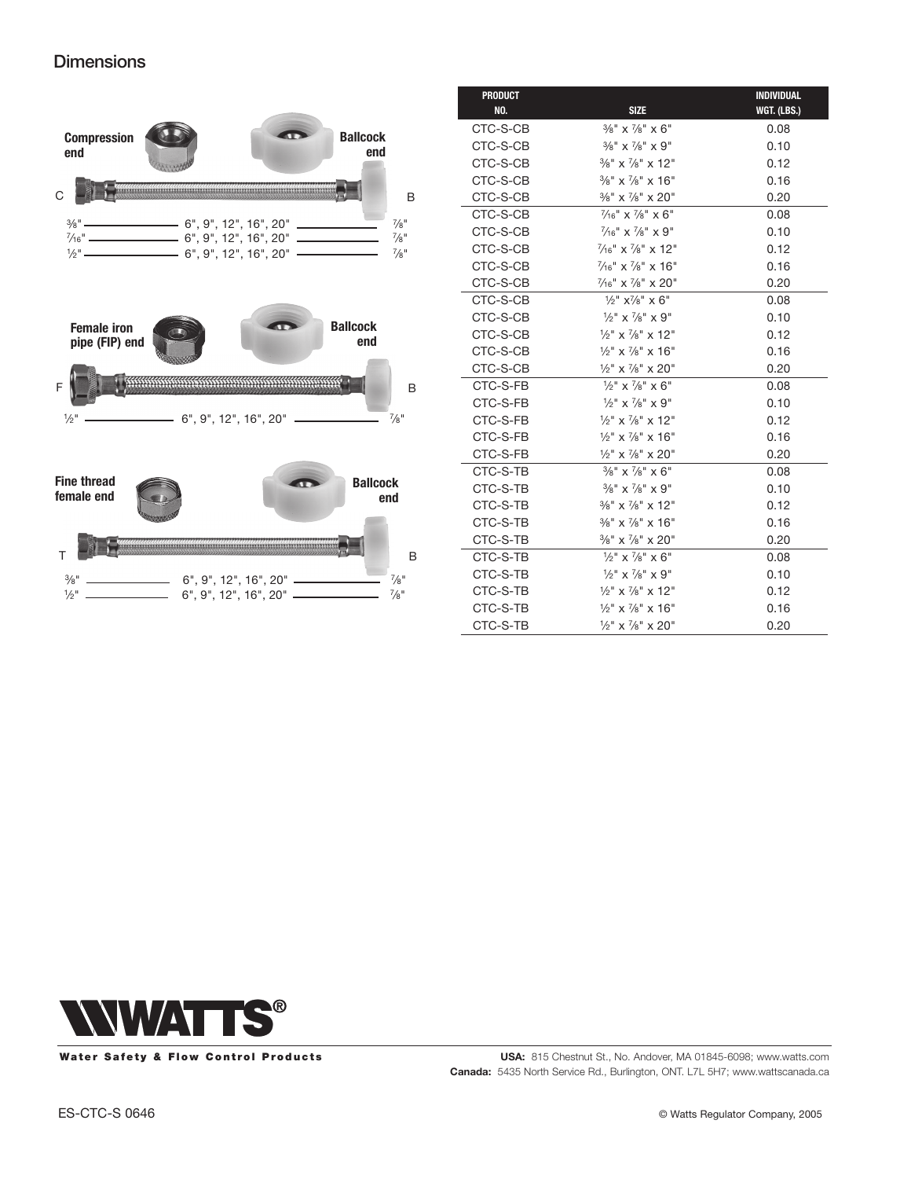## Dimensions

**Compression end** **Ballcock end**

C B

⅜" 6", 9", 12", 16", 20" ⅞"
7/16" 6", 9", 12", 16", 20" ⅞"
½" 6", 9", 12", 16", 20" ⅞"

**Female iron pipe (FIP) end** **Ballcock end**

F B

½" 6", 9", 12", 16", 20" ⅞"

**Fine thread female end** **Ballcock end**

T B

⅜" 6", 9", 12", 16", 20" ⅞"
½" 6", 9", 12", 16", 20" ⅞"

| PRODUCT NO. | SIZE | INDIVIDUAL WGT. (LBS.) |
|---|---|---|
| CTC-S-CB | ⅜" x ⅞" x 6" | 0.08 |
| CTC-S-CB | ⅜" x ⅞" x 9" | 0.10 |
| CTC-S-CB | ⅜" x ⅞" x 12" | 0.12 |
| CTC-S-CB | ⅜" x ⅞" x 16" | 0.16 |
| CTC-S-CB | ⅜" x ⅞" x 20" | 0.20 |
| CTC-S-CB | 7/16" x ⅞" x 6" | 0.08 |
| CTC-S-CB | 7/16" x ⅞" x 9" | 0.10 |
| CTC-S-CB | 7/16" x ⅞" x 12" | 0.12 |
| CTC-S-CB | 7/16" x ⅞" x 16" | 0.16 |
| CTC-S-CB | 7/16" x ⅞" x 20" | 0.20 |
| CTC-S-CB | ½" x⅞" x 6" | 0.08 |
| CTC-S-CB | ½" x ⅞" x 9" | 0.10 |
| CTC-S-CB | ½" x ⅞" x 12" | 0.12 |
| CTC-S-CB | ½" x ⅞" x 16" | 0.16 |
| CTC-S-CB | ½" x ⅞" x 20" | 0.20 |
| CTC-S-FB | ½" x ⅞" x 6" | 0.08 |
| CTC-S-FB | ½" x ⅞" x 9" | 0.10 |
| CTC-S-FB | ½" x ⅞" x 12" | 0.12 |
| CTC-S-FB | ½" x ⅞" x 16" | 0.16 |
| CTC-S-FB | ½" x ⅞" x 20" | 0.20 |
| CTC-S-TB | ⅜" x ⅞" x 6" | 0.08 |
| CTC-S-TB | ⅜" x ⅞" x 9" | 0.10 |
| CTC-S-TB | ⅜" x ⅞" x 12" | 0.12 |
| CTC-S-TB | ⅜" x ⅞" x 16" | 0.16 |
| CTC-S-TB | ⅜" x ⅞" x 20" | 0.20 |
| CTC-S-TB | ½" x ⅞" x 6" | 0.08 |
| CTC-S-TB | ½" x ⅞" x 9" | 0.10 |
| CTC-S-TB | ½" x ⅞" x 12" | 0.12 |
| CTC-S-TB | ½" x ⅞" x 16" | 0.16 |
| CTC-S-TB | ½" x ⅞" x 20" | 0.20 |

**WATTS®**

**Water Safety & Flow Control Products**

**USA:** 815 Chestnut St., No. Andover, MA 01845-6098; www.watts.com
**Canada:** 5435 North Service Rd., Burlington, ONT. L7L 5H7; www.wattscanada.ca

ES-CTC-S 0646

© Watts Regulator Company, 2005